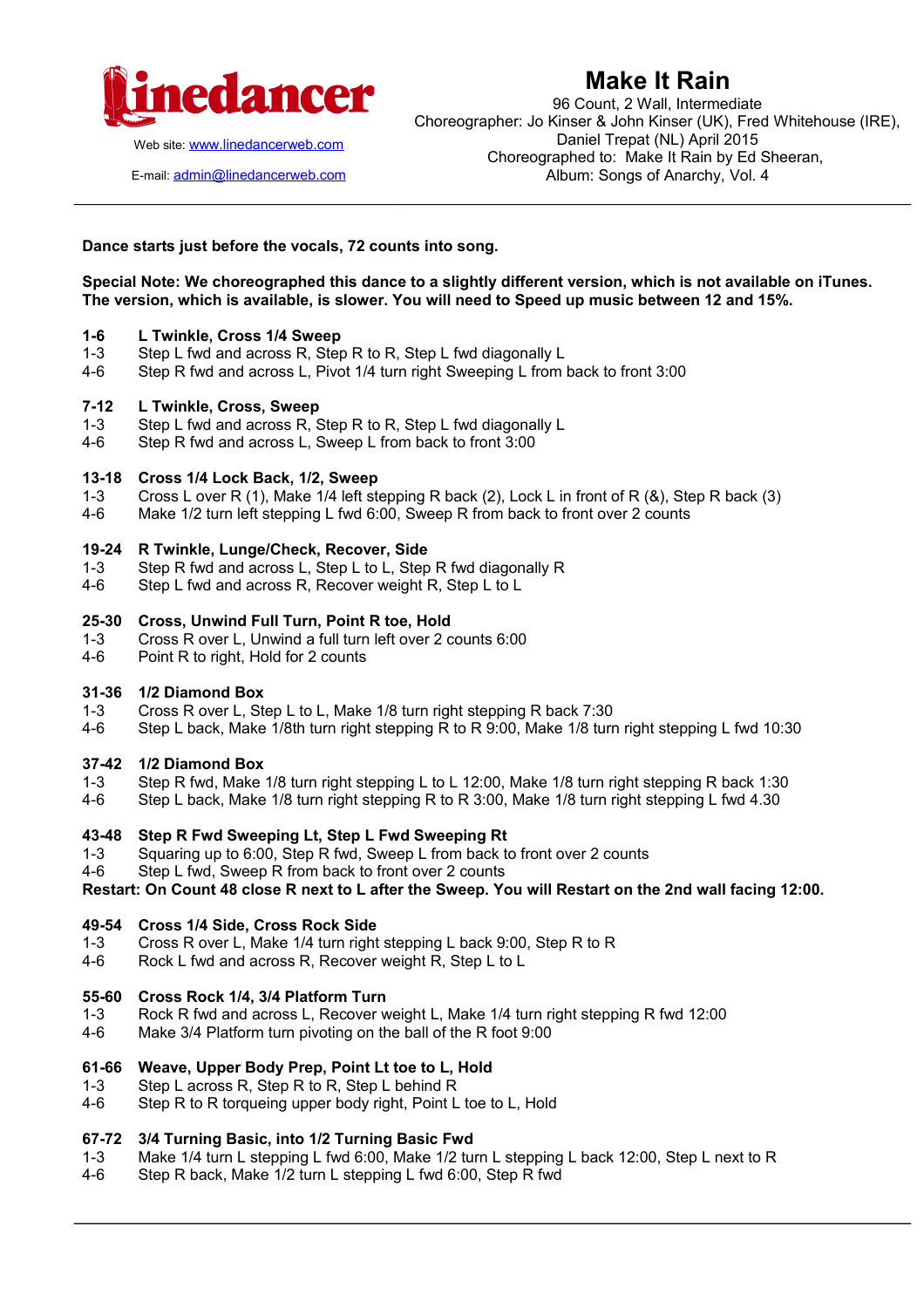linedancer

Web site: www.linedancerweb.com

E-mail: admin@linedancerweb.com

# Make It Rain

96 Count, 2 Wall, Intermediate
Choreographer: Jo Kinser & John Kinser (UK), Fred Whitehouse (IRE), Daniel Trepat (NL) April 2015
Choreographed to: Make It Rain by Ed Sheeran, Album: Songs of Anarchy, Vol. 4

---

**Dance starts just before the vocals, 72 counts into song.**

**Special Note: We choreographed this dance to a slightly different version, which is not available on iTunes. The version, which is available, is slower. You will need to Speed up music between 12 and 15%.**

**1-6 L Twinkle, Cross 1/4 Sweep**
1-3 Step L fwd and across R, Step R to R, Step L fwd diagonally L
4-6 Step R fwd and across L, Pivot 1/4 turn right Sweeping L from back to front 3:00

**7-12 L Twinkle, Cross, Sweep**
1-3 Step L fwd and across R, Step R to R, Step L fwd diagonally L
4-6 Step R fwd and across L, Sweep L from back to front 3:00

**13-18 Cross 1/4 Lock Back, 1/2, Sweep**
1-3 Cross L over R (1), Make 1/4 left stepping R back (2), Lock L in front of R (&), Step R back (3)
4-6 Make 1/2 turn left stepping L fwd 6:00, Sweep R from back to front over 2 counts

**19-24 R Twinkle, Lunge/Check, Recover, Side**
1-3 Step R fwd and across L, Step L to L, Step R fwd diagonally R
4-6 Step L fwd and across R, Recover weight R, Step L to L

**25-30 Cross, Unwind Full Turn, Point R toe, Hold**
1-3 Cross R over L, Unwind a full turn left over 2 counts 6:00
4-6 Point R to right, Hold for 2 counts

**31-36 1/2 Diamond Box**
1-3 Cross R over L, Step L to L, Make 1/8 turn right stepping R back 7:30
4-6 Step L back, Make 1/8th turn right stepping R to R 9:00, Make 1/8 turn right stepping L fwd 10:30

**37-42 1/2 Diamond Box**
1-3 Step R fwd, Make 1/8 turn right stepping L to L 12:00, Make 1/8 turn right stepping R back 1:30
4-6 Step L back, Make 1/8 turn right stepping R to R 3:00, Make 1/8 turn right stepping L fwd 4.30

**43-48 Step R Fwd Sweeping Lt, Step L Fwd Sweeping Rt**
1-3 Squaring up to 6:00, Step R fwd, Sweep L from back to front over 2 counts
4-6 Step L fwd, Sweep R from back to front over 2 counts
**Restart: On Count 48 close R next to L after the Sweep. You will Restart on the 2nd wall facing 12:00.**

**49-54 Cross 1/4 Side, Cross Rock Side**
1-3 Cross R over L, Make 1/4 turn right stepping L back 9:00, Step R to R
4-6 Rock L fwd and across R, Recover weight R, Step L to L

**55-60 Cross Rock 1/4, 3/4 Platform Turn**
1-3 Rock R fwd and across L, Recover weight L, Make 1/4 turn right stepping R fwd 12:00
4-6 Make 3/4 Platform turn pivoting on the ball of the R foot 9:00

**61-66 Weave, Upper Body Prep, Point Lt toe to L, Hold**
1-3 Step L across R, Step R to R, Step L behind R
4-6 Step R to R torqueing upper body right, Point L toe to L, Hold

**67-72 3/4 Turning Basic, into 1/2 Turning Basic Fwd**
1-3 Make 1/4 turn L stepping L fwd 6:00, Make 1/2 turn L stepping L back 12:00, Step L next to R
4-6 Step R back, Make 1/2 turn L stepping L fwd 6:00, Step R fwd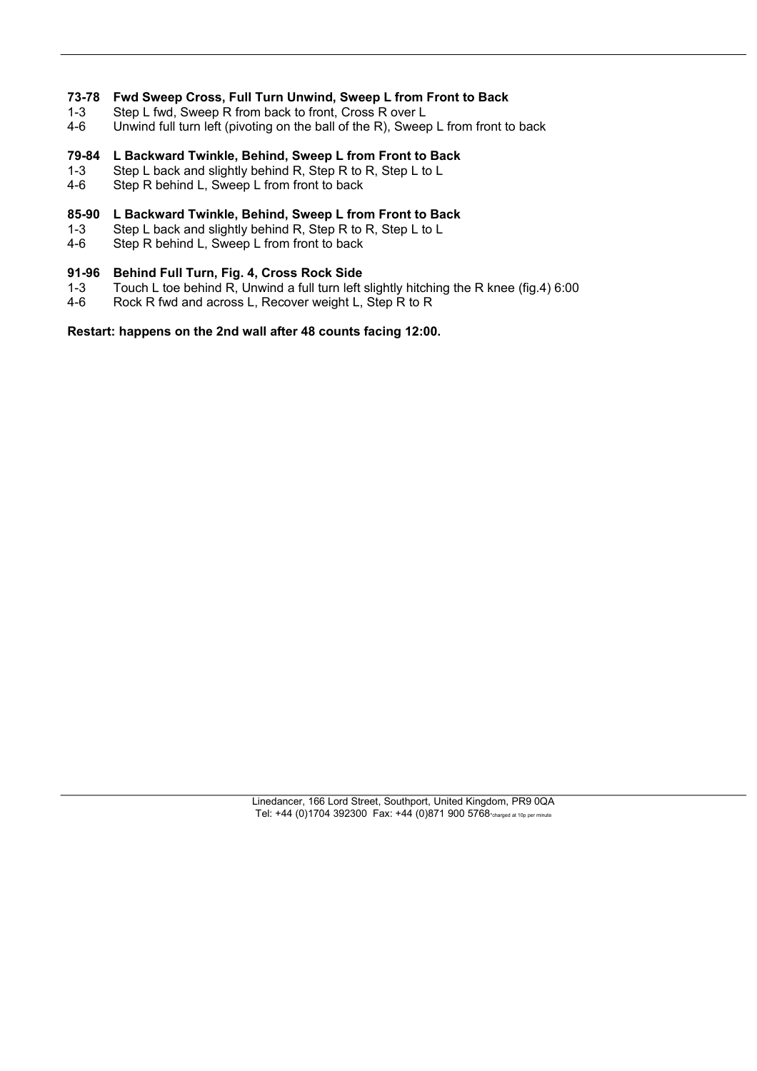**73-78 Fwd Sweep Cross, Full Turn Unwind, Sweep L from Front to Back**

1-3 Step L fwd, Sweep R from back to front, Cross R over L

4-6 Unwind full turn left (pivoting on the ball of the R), Sweep L from front to back

**79-84 L Backward Twinkle, Behind, Sweep L from Front to Back**

1-3 Step L back and slightly behind R, Step R to R, Step L to L

4-6 Step R behind L, Sweep L from front to back

**85-90 L Backward Twinkle, Behind, Sweep L from Front to Back**

1-3 Step L back and slightly behind R, Step R to R, Step L to L

4-6 Step R behind L, Sweep L from front to back

**91-96 Behind Full Turn, Fig. 4, Cross Rock Side**

1-3 Touch L toe behind R, Unwind a full turn left slightly hitching the R knee (fig.4) 6:00

4-6 Rock R fwd and across L, Recover weight L, Step R to R

**Restart: happens on the 2nd wall after 48 counts facing 12:00.**

Linedancer, 166 Lord Street, Southport, United Kingdom, PR9 0QA
Tel: +44 (0)1704 392300 Fax: +44 (0)871 900 5768*charged at 10p per minute